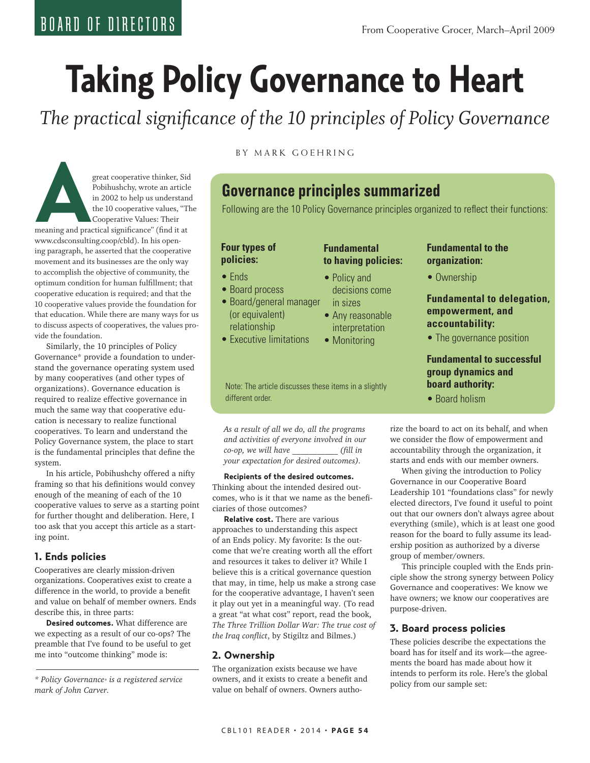BOARD OF DIRECTORS

From Cooperative Grocer, March–April 2009

# Taking Policy Governance to Heart

*The practical significance of the 10 principles of Policy Governance*

BY MARK GOEHRING

A great cooperative thinker, Sid Pobihushchy, wrote an article in 2002 to help us understand the 10 cooperative values, "The Cooperative Values: Their meaning and practical significance" (find it at www.cdsconsulting.coop/cbld). In his opening paragraph, he asserted that the cooperative movement and its businesses are the only way to accomplish the objective of community, the optimum condition for human fulfillment; that cooperative education is required; and that the 10 cooperative values provide the foundation for that education. While there are many ways for us to discuss aspects of cooperatives, the values provide the foundation.

Similarly, the 10 principles of Policy Governance* provide a foundation to understand the governance operating system used by many cooperatives (and other types of organizations). Governance education is required to realize effective governance in much the same way that cooperative education is necessary to realize functional cooperatives. To learn and understand the Policy Governance system, the place to start is the fundamental principles that define the system.

In his article, Pobihushchy offered a nifty framing so that his definitions would convey enough of the meaning of each of the 10 cooperative values to serve as a starting point for further thought and deliberation. Here, I too ask that you accept this article as a starting point.

## Governance principles summarized

Following are the 10 Policy Governance principles organized to reflect their functions:

**Four types of policies:**

- Ends
- Board process
- Board/general manager (or equivalent) relationship
- Executive limitations

**Fundamental to having policies:**

- Policy and decisions come in sizes
- Any reasonable interpretation
- Monitoring

**Fundamental to the organization:**

- Ownership

**Fundamental to delegation, empowerment, and accountability:**

- The governance position

**Fundamental to successful group dynamics and board authority:**

- Board holism

Note: The article discusses these items in a slightly different order.

### 1. Ends policies

Cooperatives are clearly mission-driven organizations. Cooperatives exist to create a difference in the world, to provide a benefit and value on behalf of member owners. Ends describe this, in three parts:

**Desired outcomes.** What difference are we expecting as a result of our co-ops? The preamble that I've found to be useful to get me into "outcome thinking" mode is:

*As a result of all we do, all the programs and activities of everyone involved in our co-op, we will have __________ (fill in your expectation for desired outcomes).*

**Recipients of the desired outcomes.** Thinking about the intended desired outcomes, who is it that we name as the beneficiaries of those outcomes?

**Relative cost.** There are various approaches to understanding this aspect of an Ends policy. My favorite: Is the outcome that we're creating worth all the effort and resources it takes to deliver it? While I believe this is a critical governance question that may, in time, help us make a strong case for the cooperative advantage, I haven't seen it play out yet in a meaningful way. (To read a great "at what cost" report, read the book, *The Three Trillion Dollar War: The true cost of the Iraq conflict*, by Stigiltz and Bilmes.)

### 2. Ownership

The organization exists because we have owners, and it exists to create a benefit and value on behalf of owners. Owners authorize the board to act on its behalf, and when we consider the flow of empowerment and accountability through the organization, it starts and ends with our member owners.

When giving the introduction to Policy Governance in our Cooperative Board Leadership 101 "foundations class" for newly elected directors, I've found it useful to point out that our owners don't always agree about everything (smile), which is at least one good reason for the board to fully assume its leadership position as authorized by a diverse group of member/owners.

This principle coupled with the Ends principle show the strong synergy between Policy Governance and cooperatives: We know we have owners; we know our cooperatives are purpose-driven.

### 3. Board process policies

These policies describe the expectations the board has for itself and its work—the agreements the board has made about how it intends to perform its role. Here's the global policy from our sample set:

*\* Policy Governance® is a registered service mark of John Carver.*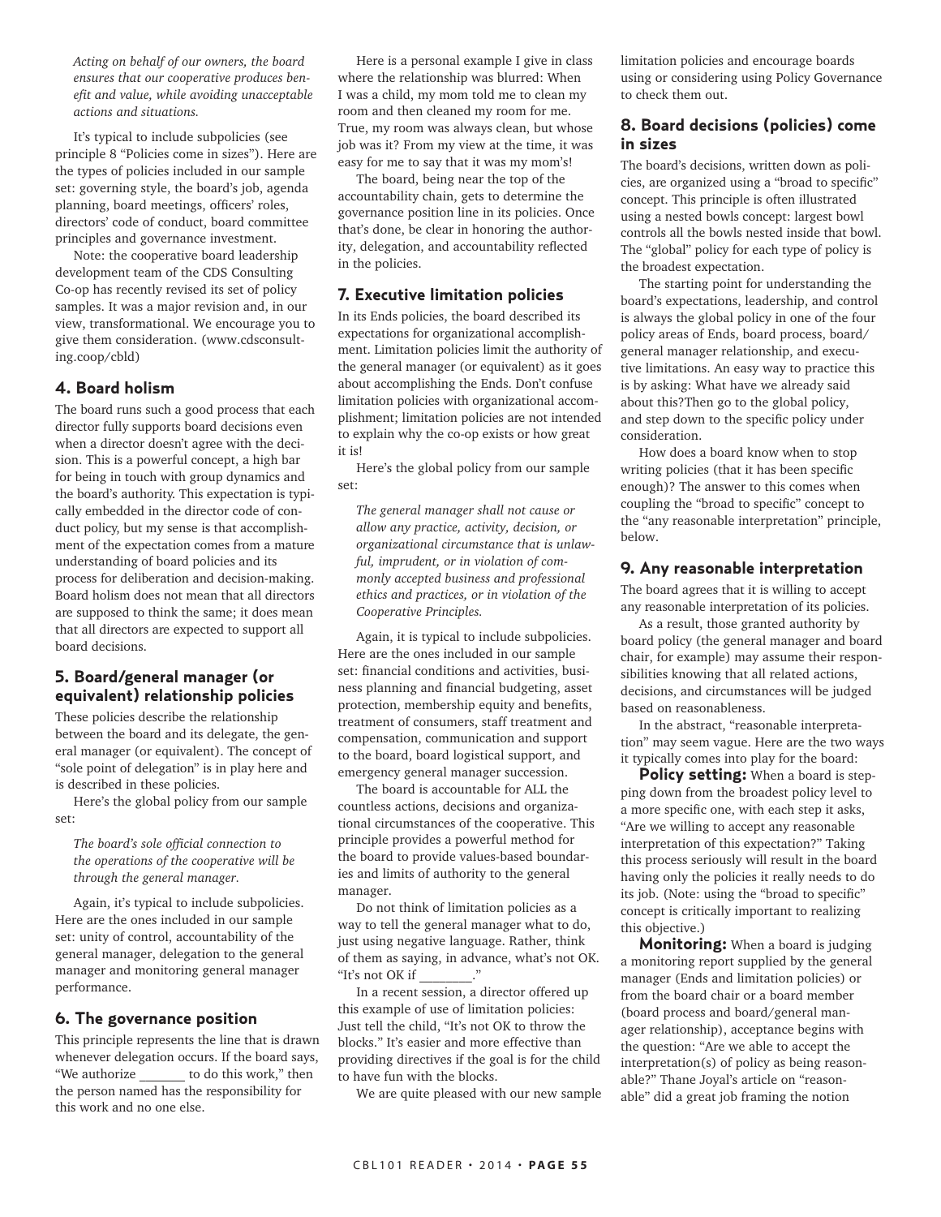*Acting on behalf of our owners, the board ensures that our cooperative produces benefit and value, while avoiding unacceptable actions and situations.*

It's typical to include subpolicies (see principle 8 "Policies come in sizes"). Here are the types of policies included in our sample set: governing style, the board's job, agenda planning, board meetings, officers' roles, directors' code of conduct, board committee principles and governance investment.

Note: the cooperative board leadership development team of the CDS Consulting Co-op has recently revised its set of policy samples. It was a major revision and, in our view, transformational. We encourage you to give them consideration. (www.cdsconsulting.coop/cbld)

## 4. Board holism

The board runs such a good process that each director fully supports board decisions even when a director doesn't agree with the decision. This is a powerful concept, a high bar for being in touch with group dynamics and the board's authority. This expectation is typically embedded in the director code of conduct policy, but my sense is that accomplishment of the expectation comes from a mature understanding of board policies and its process for deliberation and decision-making. Board holism does not mean that all directors are supposed to think the same; it does mean that all directors are expected to support all board decisions.

## 5. Board/general manager (or equivalent) relationship policies

These policies describe the relationship between the board and its delegate, the general manager (or equivalent). The concept of "sole point of delegation" is in play here and is described in these policies.

Here's the global policy from our sample set:

*The board's sole official connection to the operations of the cooperative will be through the general manager.*

Again, it's typical to include subpolicies. Here are the ones included in our sample set: unity of control, accountability of the general manager, delegation to the general manager and monitoring general manager performance.

## 6. The governance position

This principle represents the line that is drawn whenever delegation occurs. If the board says, "We authorize _______ to do this work," then the person named has the responsibility for this work and no one else.

Here is a personal example I give in class where the relationship was blurred: When I was a child, my mom told me to clean my room and then cleaned my room for me. True, my room was always clean, but whose job was it? From my view at the time, it was easy for me to say that it was my mom's!

The board, being near the top of the accountability chain, gets to determine the governance position line in its policies. Once that's done, be clear in honoring the authority, delegation, and accountability reflected in the policies.

## 7. Executive limitation policies

In its Ends policies, the board described its expectations for organizational accomplishment. Limitation policies limit the authority of the general manager (or equivalent) as it goes about accomplishing the Ends. Don't confuse limitation policies with organizational accomplishment; limitation policies are not intended to explain why the co-op exists or how great it is!

Here's the global policy from our sample set:

*The general manager shall not cause or allow any practice, activity, decision, or organizational circumstance that is unlawful, imprudent, or in violation of commonly accepted business and professional ethics and practices, or in violation of the Cooperative Principles.*

Again, it is typical to include subpolicies. Here are the ones included in our sample set: financial conditions and activities, business planning and financial budgeting, asset protection, membership equity and benefits, treatment of consumers, staff treatment and compensation, communication and support to the board, board logistical support, and emergency general manager succession.

The board is accountable for ALL the countless actions, decisions and organizational circumstances of the cooperative. This principle provides a powerful method for the board to provide values-based boundaries and limits of authority to the general manager.

Do not think of limitation policies as a way to tell the general manager what to do, just using negative language. Rather, think of them as saying, in advance, what's not OK. "It's not OK if ________."

In a recent session, a director offered up this example of use of limitation policies: Just tell the child, "It's not OK to throw the blocks." It's easier and more effective than providing directives if the goal is for the child to have fun with the blocks.

We are quite pleased with our new sample limitation policies and encourage boards using or considering using Policy Governance to check them out.

## 8. Board decisions (policies) come in sizes

The board's decisions, written down as policies, are organized using a "broad to specific" concept. This principle is often illustrated using a nested bowls concept: largest bowl controls all the bowls nested inside that bowl. The "global" policy for each type of policy is the broadest expectation.

The starting point for understanding the board's expectations, leadership, and control is always the global policy in one of the four policy areas of Ends, board process, board/general manager relationship, and executive limitations. An easy way to practice this is by asking: What have we already said about this?Then go to the global policy, and step down to the specific policy under consideration.

How does a board know when to stop writing policies (that it has been specific enough)? The answer to this comes when coupling the "broad to specific" concept to the "any reasonable interpretation" principle, below.

## 9. Any reasonable interpretation

The board agrees that it is willing to accept any reasonable interpretation of its policies.

As a result, those granted authority by board policy (the general manager and board chair, for example) may assume their responsibilities knowing that all related actions, decisions, and circumstances will be judged based on reasonableness.

In the abstract, "reasonable interpretation" may seem vague. Here are the two ways it typically comes into play for the board:

**Policy setting:** When a board is stepping down from the broadest policy level to a more specific one, with each step it asks, "Are we willing to accept any reasonable interpretation of this expectation?" Taking this process seriously will result in the board having only the policies it really needs to do its job. (Note: using the "broad to specific" concept is critically important to realizing this objective.)

**Monitoring:** When a board is judging a monitoring report supplied by the general manager (Ends and limitation policies) or from the board chair or a board member (board process and board/general manager relationship), acceptance begins with the question: "Are we able to accept the interpretation(s) of policy as being reasonable?" Thane Joyal's article on "reasonable" did a great job framing the notion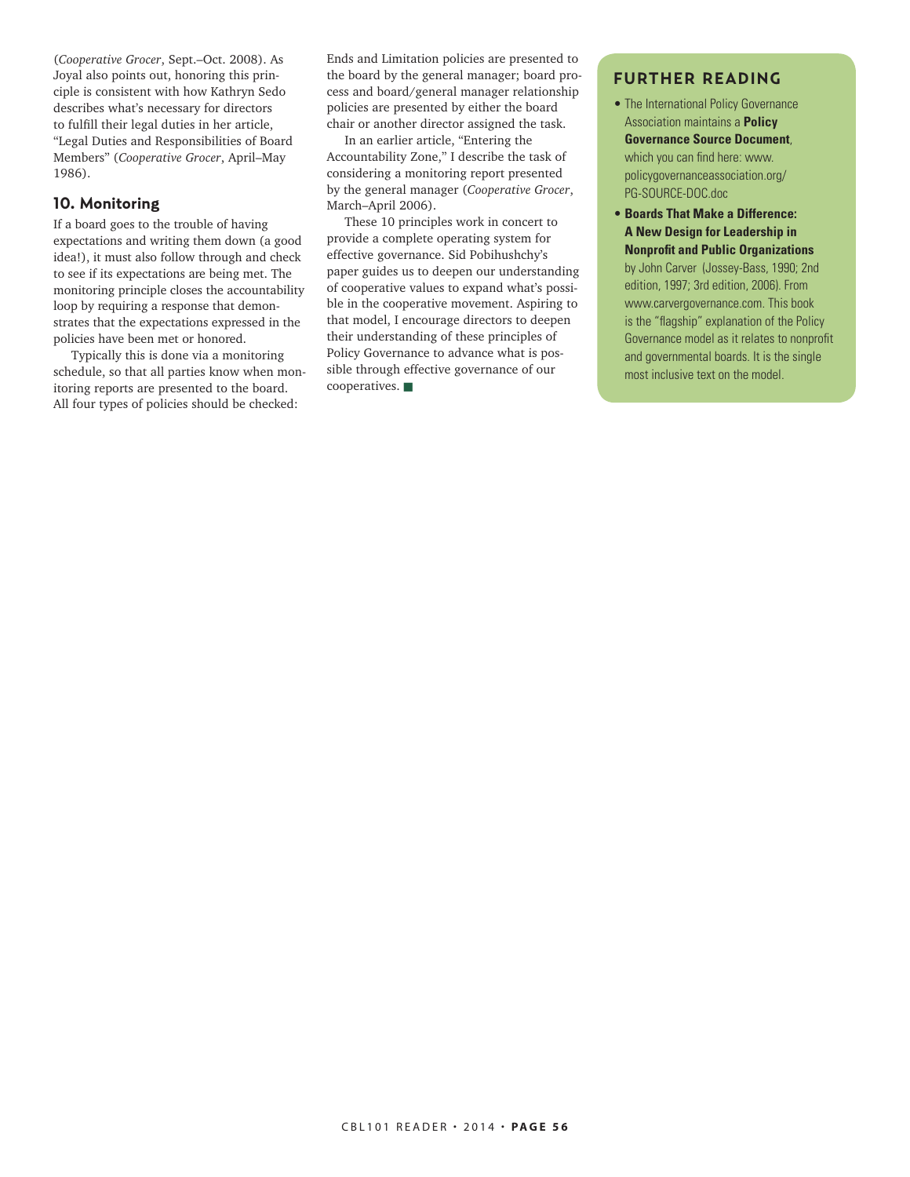(*Cooperative Grocer*, Sept.–Oct. 2008). As Joyal also points out, honoring this principle is consistent with how Kathryn Sedo describes what's necessary for directors to fulfill their legal duties in her article, "Legal Duties and Responsibilities of Board Members" (*Cooperative Grocer*, April–May 1986).

## 10. Monitoring

If a board goes to the trouble of having expectations and writing them down (a good idea!), it must also follow through and check to see if its expectations are being met. The monitoring principle closes the accountability loop by requiring a response that demonstrates that the expectations expressed in the policies have been met or honored.

Typically this is done via a monitoring schedule, so that all parties know when monitoring reports are presented to the board. All four types of policies should be checked: Ends and Limitation policies are presented to the board by the general manager; board process and board/general manager relationship policies are presented by either the board chair or another director assigned the task.

In an earlier article, "Entering the Accountability Zone," I describe the task of considering a monitoring report presented by the general manager (*Cooperative Grocer*, March–April 2006).

These 10 principles work in concert to provide a complete operating system for effective governance. Sid Pobihushchy's paper guides us to deepen our understanding of cooperative values to expand what's possible in the cooperative movement. Aspiring to that model, I encourage directors to deepen their understanding of these principles of Policy Governance to advance what is possible through effective governance of our cooperatives. ■

## FURTHER READING

- The International Policy Governance Association maintains a **Policy Governance Source Document**, which you can find here: www.policygovernanceassociation.org/PG-SOURCE-DOC.doc
- **Boards That Make a Difference: A New Design for Leadership in Nonprofit and Public Organizations** by John Carver (Jossey-Bass, 1990; 2nd edition, 1997; 3rd edition, 2006). From www.carvergovernance.com. This book is the "flagship" explanation of the Policy Governance model as it relates to nonprofit and governmental boards. It is the single most inclusive text on the model.